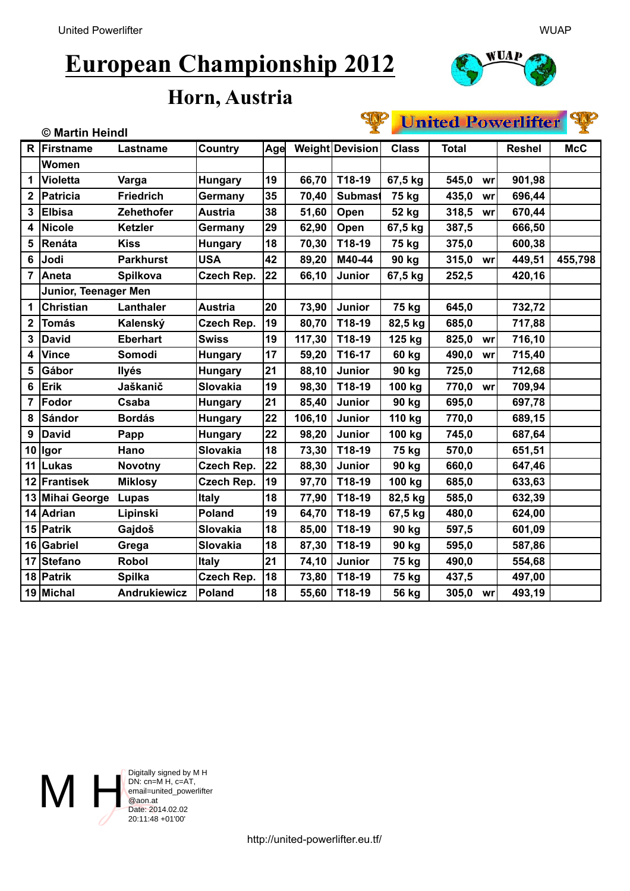# European Championship 2012

## Horn, Austria

United Powerlifter

© Martin Heindl

| R | Firstname | Lastname | Country | Age | Weight | Devision | Class | Total | | Reshel | McC |
|---|---|---|---|---|---|---|---|---|---|---|---|
| | **Women** | | | | | | | | | | |
| 1 | Violetta | Varga | Hungary | 19 | 66,70 | T18-19 | 67,5 kg | 545,0 | wr | 901,98 | |
| 2 | Patricia | Friedrich | Germany | 35 | 70,40 | Submast | 75 kg | 435,0 | wr | 696,44 | |
| 3 | Elbisa | Zehethofer | Austria | 38 | 51,60 | Open | 52 kg | 318,5 | wr | 670,44 | |
| 4 | Nicole | Ketzler | Germany | 29 | 62,90 | Open | 67,5 kg | 387,5 | | 666,50 | |
| 5 | Renáta | Kiss | Hungary | 18 | 70,30 | T18-19 | 75 kg | 375,0 | | 600,38 | |
| 6 | Jodi | Parkhurst | USA | 42 | 89,20 | M40-44 | 90 kg | 315,0 | wr | 449,51 | 455,798 |
| 7 | Aneta | Spilkova | Czech Rep. | 22 | 66,10 | Junior | 67,5 kg | 252,5 | | 420,16 | |
| | **Junior, Teenager Men** | | | | | | | | | | |
| 1 | Christian | Lanthaler | Austria | 20 | 73,90 | Junior | 75 kg | 645,0 | | 732,72 | |
| 2 | Tomás | Kalenský | Czech Rep. | 19 | 80,70 | T18-19 | 82,5 kg | 685,0 | | 717,88 | |
| 3 | David | Eberhart | Swiss | 19 | 117,30 | T18-19 | 125 kg | 825,0 | wr | 716,10 | |
| 4 | Vince | Somodi | Hungary | 17 | 59,20 | T16-17 | 60 kg | 490,0 | wr | 715,40 | |
| 5 | Gábor | Ilyés | Hungary | 21 | 88,10 | Junior | 90 kg | 725,0 | | 712,68 | |
| 6 | Erik | Jaškanič | Slovakia | 19 | 98,30 | T18-19 | 100 kg | 770,0 | wr | 709,94 | |
| 7 | Fodor | Csaba | Hungary | 21 | 85,40 | Junior | 90 kg | 695,0 | | 697,78 | |
| 8 | Sándor | Bordás | Hungary | 22 | 106,10 | Junior | 110 kg | 770,0 | | 689,15 | |
| 9 | David | Papp | Hungary | 22 | 98,20 | Junior | 100 kg | 745,0 | | 687,64 | |
| 10 | Igor | Hano | Slovakia | 18 | 73,30 | T18-19 | 75 kg | 570,0 | | 651,51 | |
| 11 | Lukas | Novotny | Czech Rep. | 22 | 88,30 | Junior | 90 kg | 660,0 | | 647,46 | |
| 12 | Frantisek | Miklosy | Czech Rep. | 19 | 97,70 | T18-19 | 100 kg | 685,0 | | 633,63 | |
| 13 | Mihai George | Lupas | Italy | 18 | 77,90 | T18-19 | 82,5 kg | 585,0 | | 632,39 | |
| 14 | Adrian | Lipinski | Poland | 19 | 64,70 | T18-19 | 67,5 kg | 480,0 | | 624,00 | |
| 15 | Patrik | Gajdoš | Slovakia | 18 | 85,00 | T18-19 | 90 kg | 597,5 | | 601,09 | |
| 16 | Gabriel | Grega | Slovakia | 18 | 87,30 | T18-19 | 90 kg | 595,0 | | 587,86 | |
| 17 | Stefano | Robol | Italy | 21 | 74,10 | Junior | 75 kg | 490,0 | | 554,68 | |
| 18 | Patrik | Spilka | Czech Rep. | 18 | 73,80 | T18-19 | 75 kg | 437,5 | | 497,00 | |
| 19 | Michal | Andrukiewicz | Poland | 18 | 55,60 | T18-19 | 56 kg | 305,0 | wr | 493,19 | |

M H

Digitally signed by M H
DN: cn=M H, c=AT, email=united_powerlifter@aon.at
Date: 2014.02.02 20:11:48 +01'00'

http://united-powerlifter.eu.tf/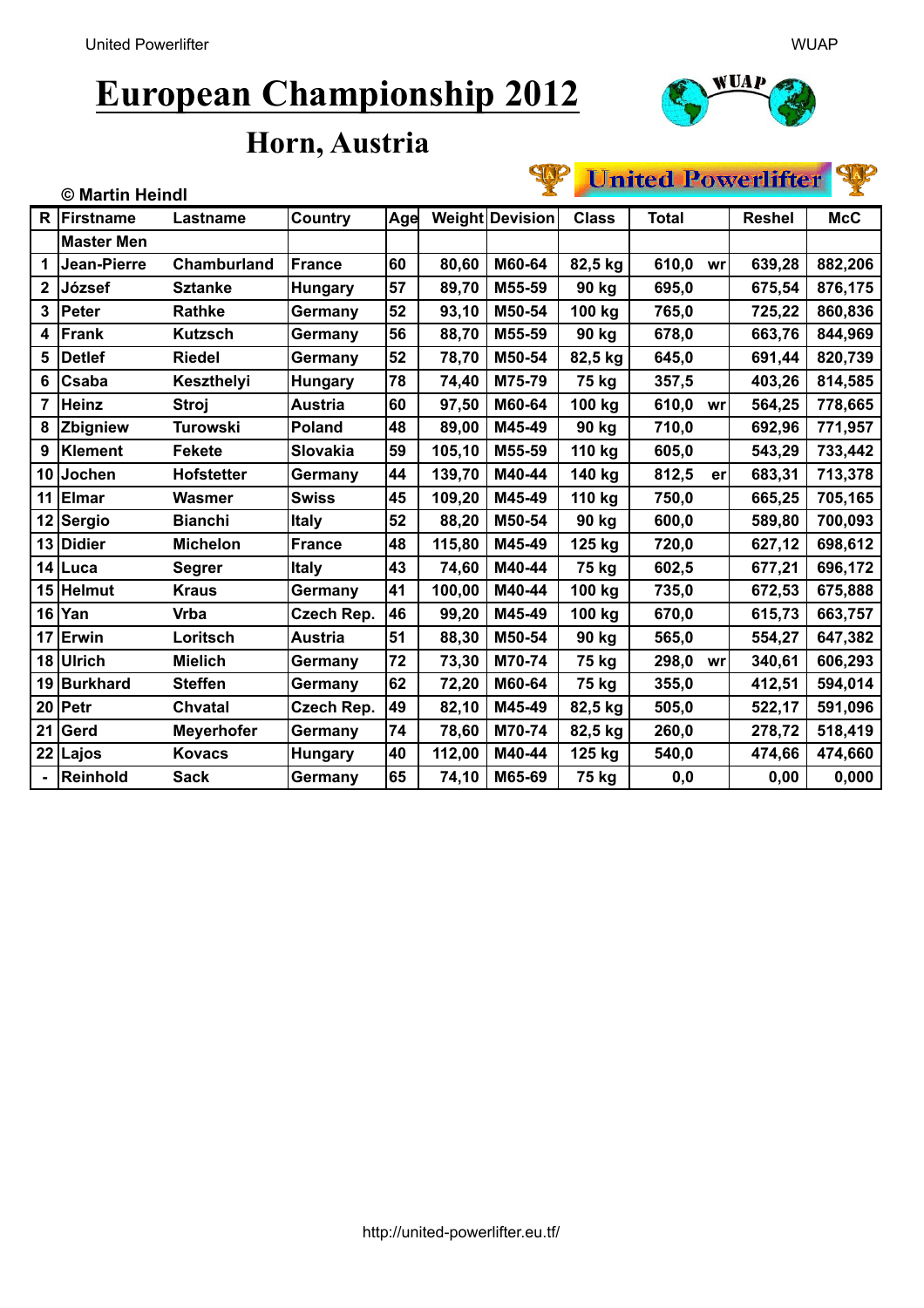# European Championship 2012

## Horn, Austria

© Martin Heindl

| R | Firstname | Lastname | Country | Age | Weight | Devision | Class | Total | | Reshel | McC |
|---|---|---|---|---|---|---|---|---|---|---|---|
| | Master Men | | | | | | | | | | |
| 1 | Jean-Pierre | Chamburland | France | 60 | 80,60 | M60-64 | 82,5 kg | 610,0 | wr | 639,28 | 882,206 |
| 2 | József | Sztanke | Hungary | 57 | 89,70 | M55-59 | 90 kg | 695,0 | | 675,54 | 876,175 |
| 3 | Peter | Rathke | Germany | 52 | 93,10 | M50-54 | 100 kg | 765,0 | | 725,22 | 860,836 |
| 4 | Frank | Kutzsch | Germany | 56 | 88,70 | M55-59 | 90 kg | 678,0 | | 663,76 | 844,969 |
| 5 | Detlef | Riedel | Germany | 52 | 78,70 | M50-54 | 82,5 kg | 645,0 | | 691,44 | 820,739 |
| 6 | Csaba | Keszthelyi | Hungary | 78 | 74,40 | M75-79 | 75 kg | 357,5 | | 403,26 | 814,585 |
| 7 | Heinz | Stroj | Austria | 60 | 97,50 | M60-64 | 100 kg | 610,0 | wr | 564,25 | 778,665 |
| 8 | Zbigniew | Turowski | Poland | 48 | 89,00 | M45-49 | 90 kg | 710,0 | | 692,96 | 771,957 |
| 9 | Klement | Fekete | Slovakia | 59 | 105,10 | M55-59 | 110 kg | 605,0 | | 543,29 | 733,442 |
| 10 | Jochen | Hofstetter | Germany | 44 | 139,70 | M40-44 | 140 kg | 812,5 | er | 683,31 | 713,378 |
| 11 | Elmar | Wasmer | Swiss | 45 | 109,20 | M45-49 | 110 kg | 750,0 | | 665,25 | 705,165 |
| 12 | Sergio | Bianchi | Italy | 52 | 88,20 | M50-54 | 90 kg | 600,0 | | 589,80 | 700,093 |
| 13 | Didier | Michelon | France | 48 | 115,80 | M45-49 | 125 kg | 720,0 | | 627,12 | 698,612 |
| 14 | Luca | Segrer | Italy | 43 | 74,60 | M40-44 | 75 kg | 602,5 | | 677,21 | 696,172 |
| 15 | Helmut | Kraus | Germany | 41 | 100,00 | M40-44 | 100 kg | 735,0 | | 672,53 | 675,888 |
| 16 | Yan | Vrba | Czech Rep. | 46 | 99,20 | M45-49 | 100 kg | 670,0 | | 615,73 | 663,757 |
| 17 | Erwin | Loritsch | Austria | 51 | 88,30 | M50-54 | 90 kg | 565,0 | | 554,27 | 647,382 |
| 18 | Ulrich | Mielich | Germany | 72 | 73,30 | M70-74 | 75 kg | 298,0 | wr | 340,61 | 606,293 |
| 19 | Burkhard | Steffen | Germany | 62 | 72,20 | M60-64 | 75 kg | 355,0 | | 412,51 | 594,014 |
| 20 | Petr | Chvatal | Czech Rep. | 49 | 82,10 | M45-49 | 82,5 kg | 505,0 | | 522,17 | 591,096 |
| 21 | Gerd | Meyerhofer | Germany | 74 | 78,60 | M70-74 | 82,5 kg | 260,0 | | 278,72 | 518,419 |
| 22 | Lajos | Kovacs | Hungary | 40 | 112,00 | M40-44 | 125 kg | 540,0 | | 474,66 | 474,660 |
| - | Reinhold | Sack | Germany | 65 | 74,10 | M65-69 | 75 kg | 0,0 | | 0,00 | 0,000 |

http://united-powerlifter.eu.tf/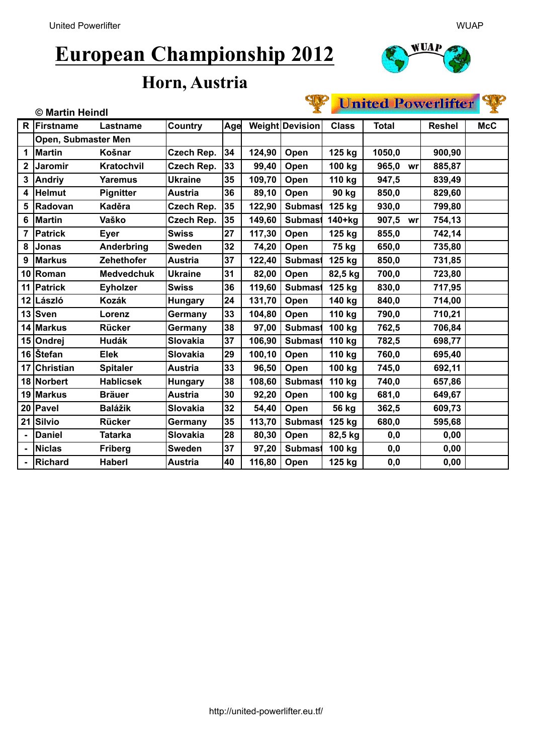# European Championship 2012

## Horn, Austria

© Martin Heindl

| R | Firstname | Lastname | Country | Age | Weight | Devision | Class | Total | | Reshel | McC |
|---|---|---|---|---|---|---|---|---|---|---|---|
| | Open, Submaster Men | | | | | | | | | | |
| 1 | Martin | Košnar | Czech Rep. | 34 | 124,90 | Open | 125 kg | 1050,0 | | 900,90 | |
| 2 | Jaromir | Kratochvil | Czech Rep. | 33 | 99,40 | Open | 100 kg | 965,0 | wr | 885,87 | |
| 3 | Andriy | Yaremus | Ukraine | 35 | 109,70 | Open | 110 kg | 947,5 | | 839,49 | |
| 4 | Helmut | Pignitter | Austria | 36 | 89,10 | Open | 90 kg | 850,0 | | 829,60 | |
| 5 | Radovan | Kaděra | Czech Rep. | 35 | 122,90 | Submast | 125 kg | 930,0 | | 799,80 | |
| 6 | Martin | Vaško | Czech Rep. | 35 | 149,60 | Submast | 140+kg | 907,5 | wr | 754,13 | |
| 7 | Patrick | Eyer | Swiss | 27 | 117,30 | Open | 125 kg | 855,0 | | 742,14 | |
| 8 | Jonas | Anderbring | Sweden | 32 | 74,20 | Open | 75 kg | 650,0 | | 735,80 | |
| 9 | Markus | Zehethofer | Austria | 37 | 122,40 | Submast | 125 kg | 850,0 | | 731,85 | |
| 10 | Roman | Medvedchuk | Ukraine | 31 | 82,00 | Open | 82,5 kg | 700,0 | | 723,80 | |
| 11 | Patrick | Eyholzer | Swiss | 36 | 119,60 | Submast | 125 kg | 830,0 | | 717,95 | |
| 12 | László | Kozák | Hungary | 24 | 131,70 | Open | 140 kg | 840,0 | | 714,00 | |
| 13 | Sven | Lorenz | Germany | 33 | 104,80 | Open | 110 kg | 790,0 | | 710,21 | |
| 14 | Markus | Rücker | Germany | 38 | 97,00 | Submast | 100 kg | 762,5 | | 706,84 | |
| 15 | Ondrej | Hudák | Slovakia | 37 | 106,90 | Submast | 110 kg | 782,5 | | 698,77 | |
| 16 | Štefan | Elek | Slovakia | 29 | 100,10 | Open | 110 kg | 760,0 | | 695,40 | |
| 17 | Christian | Spitaler | Austria | 33 | 96,50 | Open | 100 kg | 745,0 | | 692,11 | |
| 18 | Norbert | Hablicsek | Hungary | 38 | 108,60 | Submast | 110 kg | 740,0 | | 657,86 | |
| 19 | Markus | Bräuer | Austria | 30 | 92,20 | Open | 100 kg | 681,0 | | 649,67 | |
| 20 | Pavel | Balážik | Slovakia | 32 | 54,40 | Open | 56 kg | 362,5 | | 609,73 | |
| 21 | Silvio | Rücker | Germany | 35 | 113,70 | Submast | 125 kg | 680,0 | | 595,68 | |
| - | Daniel | Tatarka | Slovakia | 28 | 80,30 | Open | 82,5 kg | 0,0 | | 0,00 | |
| - | Niclas | Friberg | Sweden | 37 | 97,20 | Submast | 100 kg | 0,0 | | 0,00 | |
| - | Richard | Haberl | Austria | 40 | 116,80 | Open | 125 kg | 0,0 | | 0,00 | |

http://united-powerlifter.eu.tf/